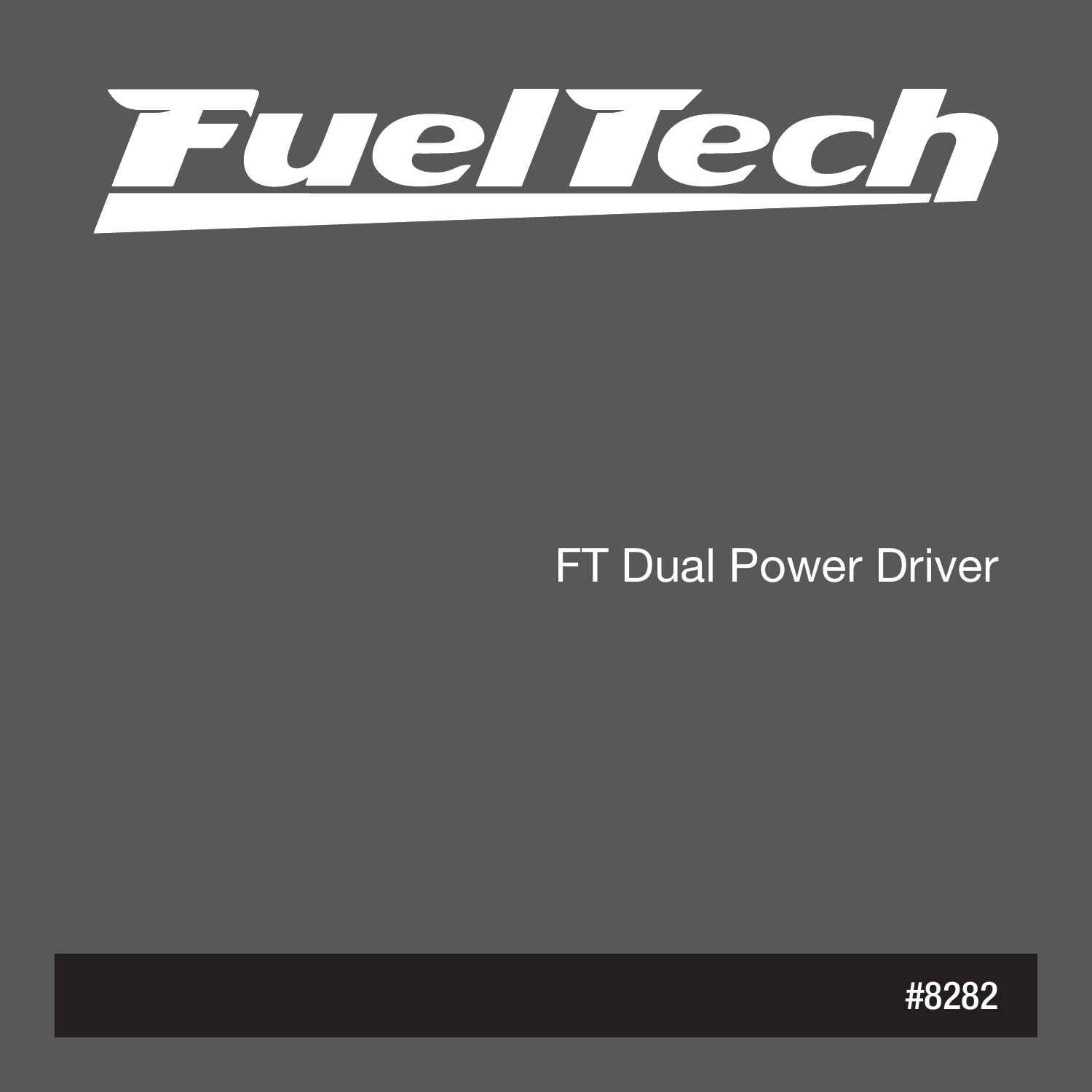# FuelTech

## FT Dual Power Driver

#8282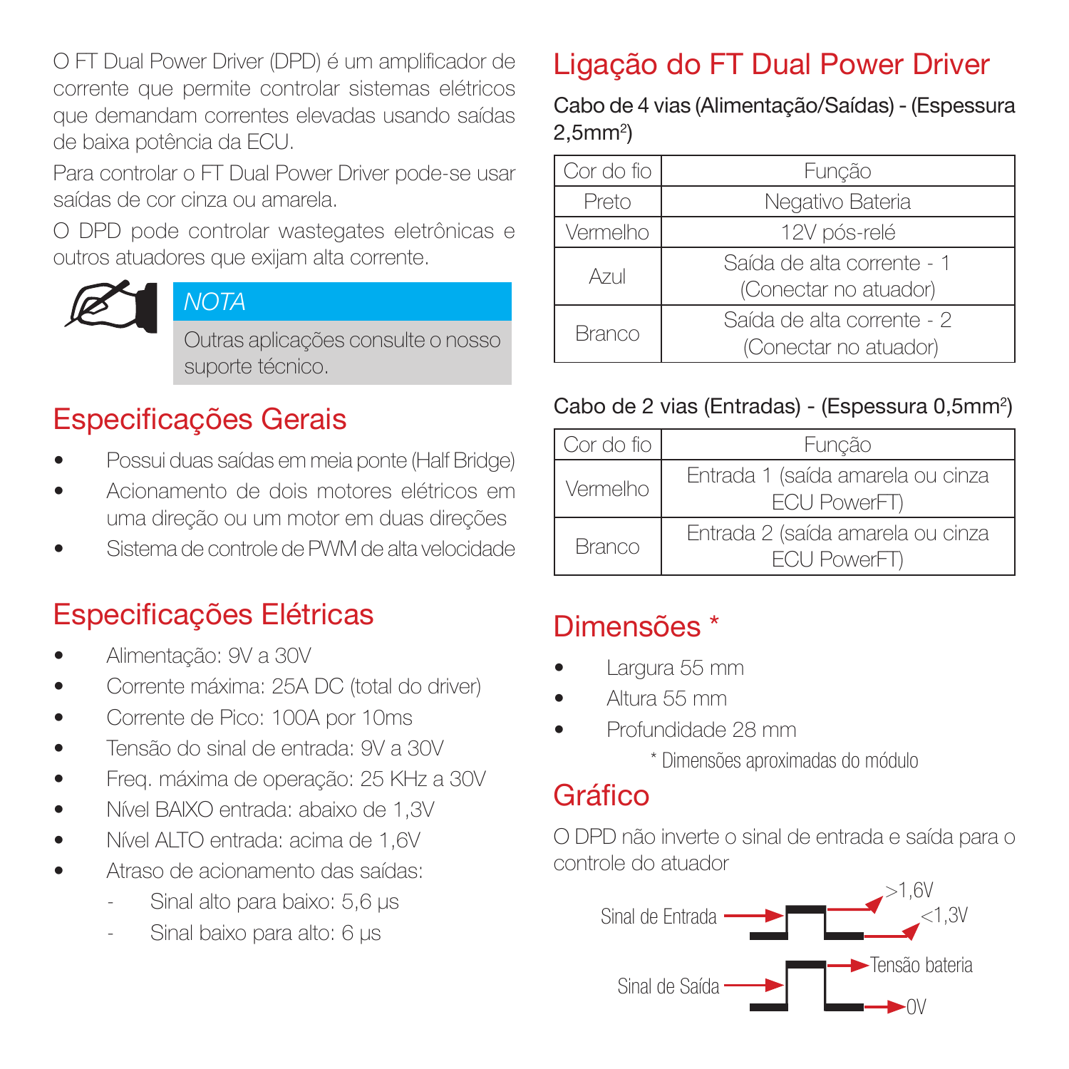O FT Dual Power Driver (DPD) é um amplificador de corrente que permite controlar sistemas elétricos que demandam correntes elevadas usando saídas de baixa potência da ECU.

Para controlar o FT Dual Power Driver pode-se usar saídas de cor cinza ou amarela.

O DPD pode controlar wastegates eletrônicas e outros atuadores que exijam alta corrente.

*NOTA*

Outras aplicações consulte o nosso suporte técnico.

## Especificações Gerais

- Possui duas saídas em meia ponte (Half Bridge)
- Acionamento de dois motores elétricos em uma direção ou um motor em duas direções
- Sistema de controle de PWM de alta velocidade

## Especificações Elétricas

- Alimentação: 9V a 30V
- Corrente máxima: 25A DC (total do driver)
- Corrente de Pico: 100A por 10ms
- Tensão do sinal de entrada: 9V a 30V
- Freq. máxima de operação: 25 KHz a 30V
- Nível BAIXO entrada: abaixo de 1,3V
- Nível ALTO entrada: acima de 1,6V
- Atraso de acionamento das saídas:
  - Sinal alto para baixo: 5,6 µs
  - Sinal baixo para alto: 6 µs

## Ligação do FT Dual Power Driver

Cabo de 4 vias (Alimentação/Saídas) - (Espessura 2,5mm²)

| Cor do fio | Função |
|---|---|
| Preto | Negativo Bateria |
| Vermelho | 12V pós-relé |
| Azul | Saída de alta corrente - 1 (Conectar no atuador) |
| Branco | Saída de alta corrente - 2 (Conectar no atuador) |

Cabo de 2 vias (Entradas) - (Espessura 0,5mm²)

| Cor do fio | Função |
|---|---|
| Vermelho | Entrada 1 (saída amarela ou cinza ECU PowerFT) |
| Branco | Entrada 2 (saída amarela ou cinza ECU PowerFT) |

## Dimensões *

- Largura 55 mm
- Altura 55 mm
- Profundidade 28 mm

\* Dimensões aproximadas do módulo

## Gráfico

O DPD não inverte o sinal de entrada e saída para o controle do atuador

Sinal de Entrada — >1,6V — <1,3V

Sinal de Saída — Tensão bateria — 0V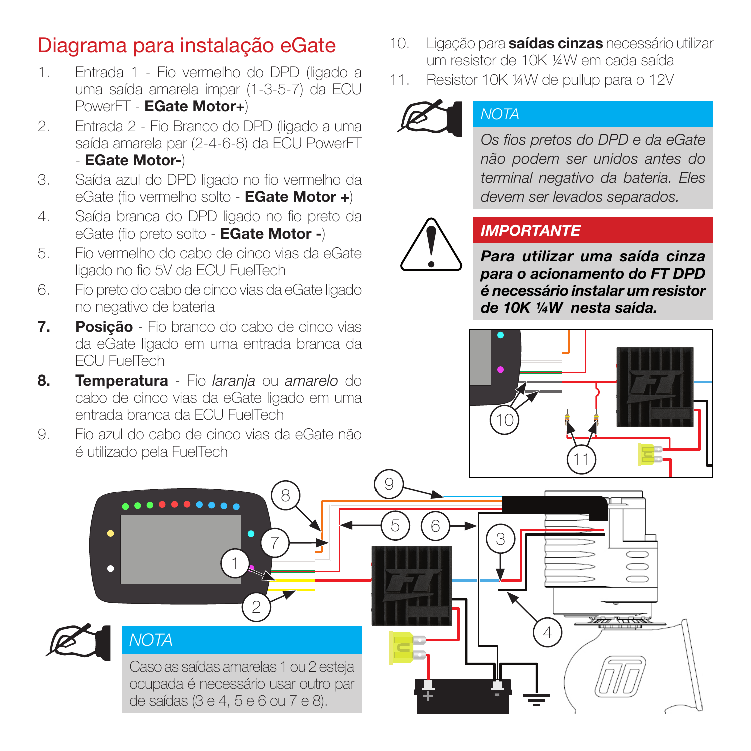# Diagrama para instalação eGate

1. Entrada 1 - Fio vermelho do DPD (ligado a uma saída amarela impar (1-3-5-7) da ECU PowerFT - **EGate Motor+**)
2. Entrada 2 - Fio Branco do DPD (ligado a uma saída amarela par (2-4-6-8) da ECU PowerFT - **EGate Motor-**)
3. Saída azul do DPD ligado no fio vermelho da eGate (fio vermelho solto - **EGate Motor +**)
4. Saída branca do DPD ligado no fio preto da eGate (fio preto solto - **EGate Motor -**)
5. Fio vermelho do cabo de cinco vias da eGate ligado no fio 5V da ECU FuelTech
6. Fio preto do cabo de cinco vias da eGate ligado no negativo de bateria
7. **Posição** - Fio branco do cabo de cinco vias da eGate ligado em uma entrada branca da ECU FuelTech
8. **Temperatura** - Fio *laranja* ou *amarelo* do cabo de cinco vias da eGate ligado em uma entrada branca da ECU FuelTech
9. Fio azul do cabo de cinco vias da eGate não é utilizado pela FuelTech
10. Ligação para **saídas cinzas** necessário utilizar um resistor de 10K ¼W em cada saída
11. Resistor 10K ¼W de pullup para o 12V

*NOTA*

*Os fios pretos do DPD e da eGate não podem ser unidos antes do terminal negativo da bateria. Eles devem ser levados separados.*

***IMPORTANTE***

***Para utilizar uma saída cinza para o acionamento do FT DPD é necessário instalar um resistor de 10K ¼W nesta saída.***

*NOTA*

Caso as saídas amarelas 1 ou 2 esteja ocupada é necessário usar outro par de saídas (3 e 4, 5 e 6 ou 7 e 8).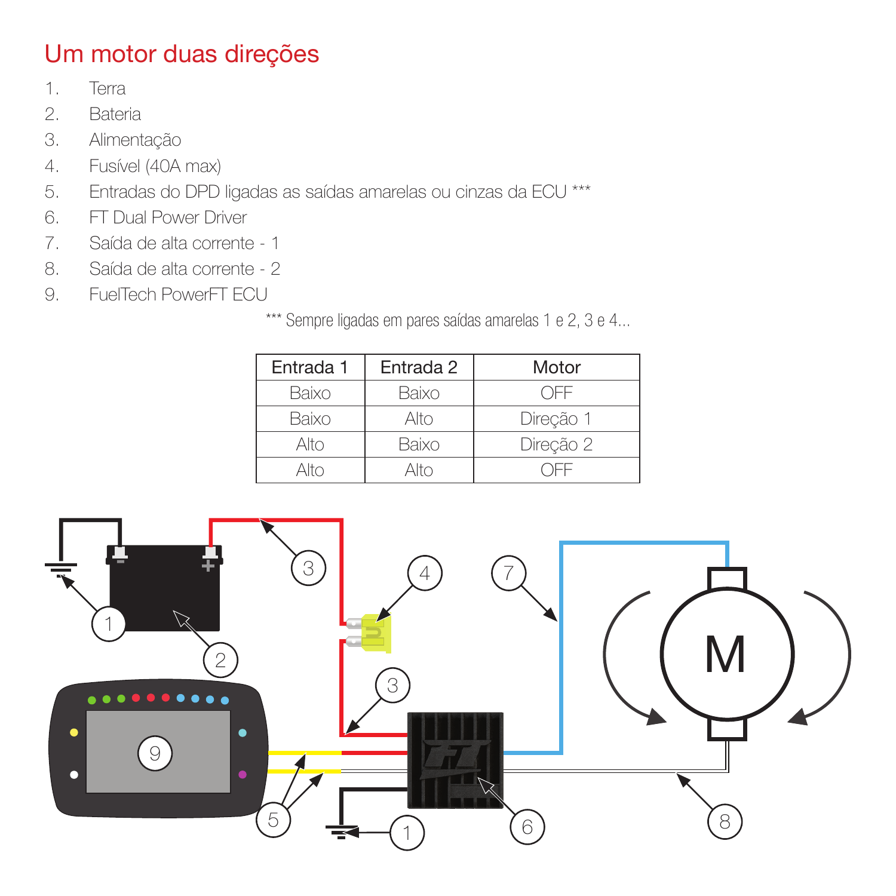# Um motor duas direções

1. Terra
2. Bateria
3. Alimentação
4. Fusível (40A max)
5. Entradas do DPD ligadas as saídas amarelas ou cinzas da ECU ***
6. FT Dual Power Driver
7. Saída de alta corrente - 1
8. Saída de alta corrente - 2
9. FuelTech PowerFT ECU

*** Sempre ligadas em pares saídas amarelas 1 e 2, 3 e 4...

| Entrada 1 | Entrada 2 | Motor |
|---|---|---|
| Baixo | Baixo | OFF |
| Baixo | Alto | Direção 1 |
| Alto | Baixo | Direção 2 |
| Alto | Alto | OFF |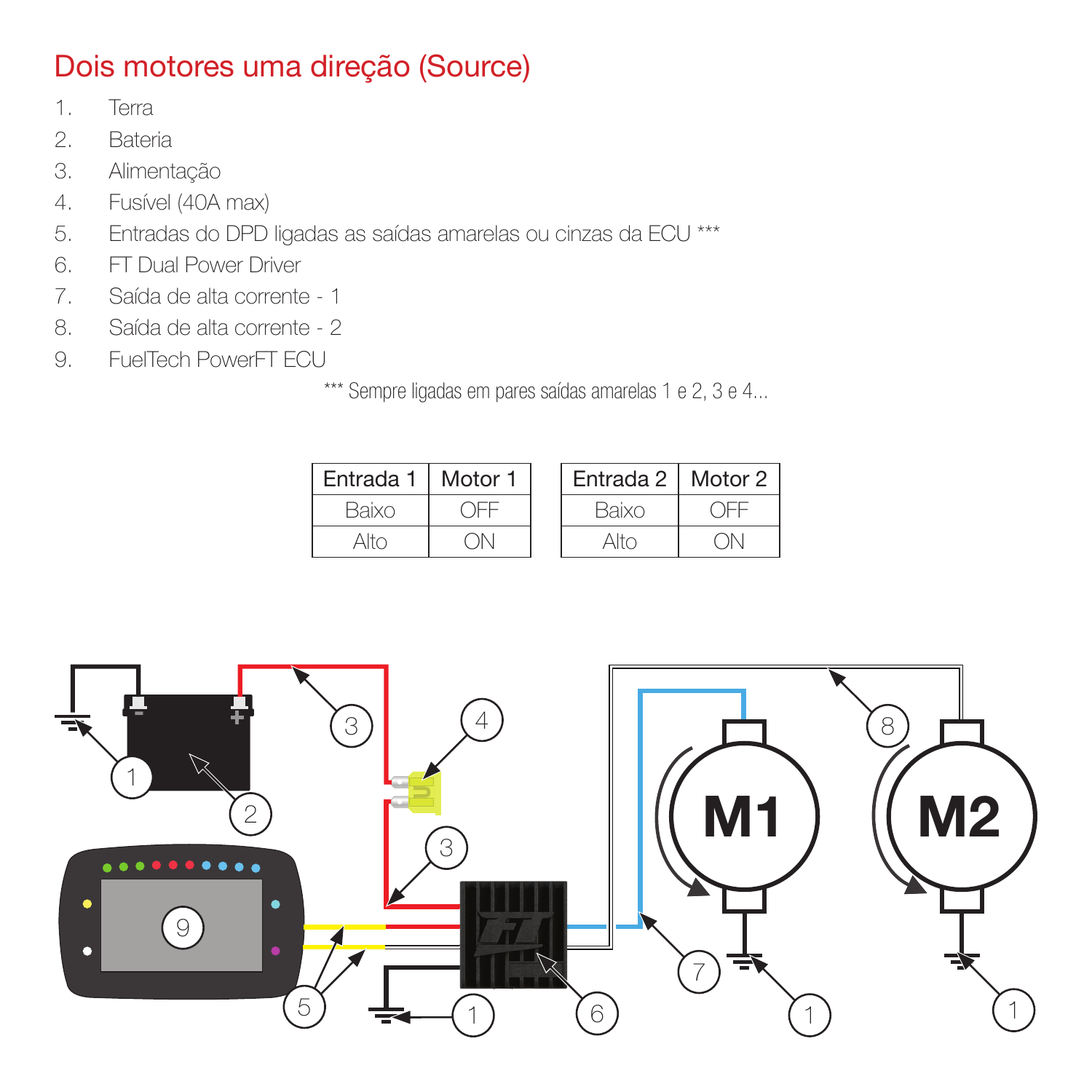# Dois motores uma direção (Source)

1. Terra
2. Bateria
3. Alimentação
4. Fusível (40A max)
5. Entradas do DPD ligadas as saídas amarelas ou cinzas da ECU ***
6. FT Dual Power Driver
7. Saída de alta corrente - 1
8. Saída de alta corrente - 2
9. FuelTech PowerFT ECU

*** Sempre ligadas em pares saídas amarelas 1 e 2, 3 e 4...

| Entrada 1 | Motor 1 |
|---|---|
| Baixo | OFF |
| Alto | ON |

| Entrada 2 | Motor 2 |
|---|---|
| Baixo | OFF |
| Alto | ON |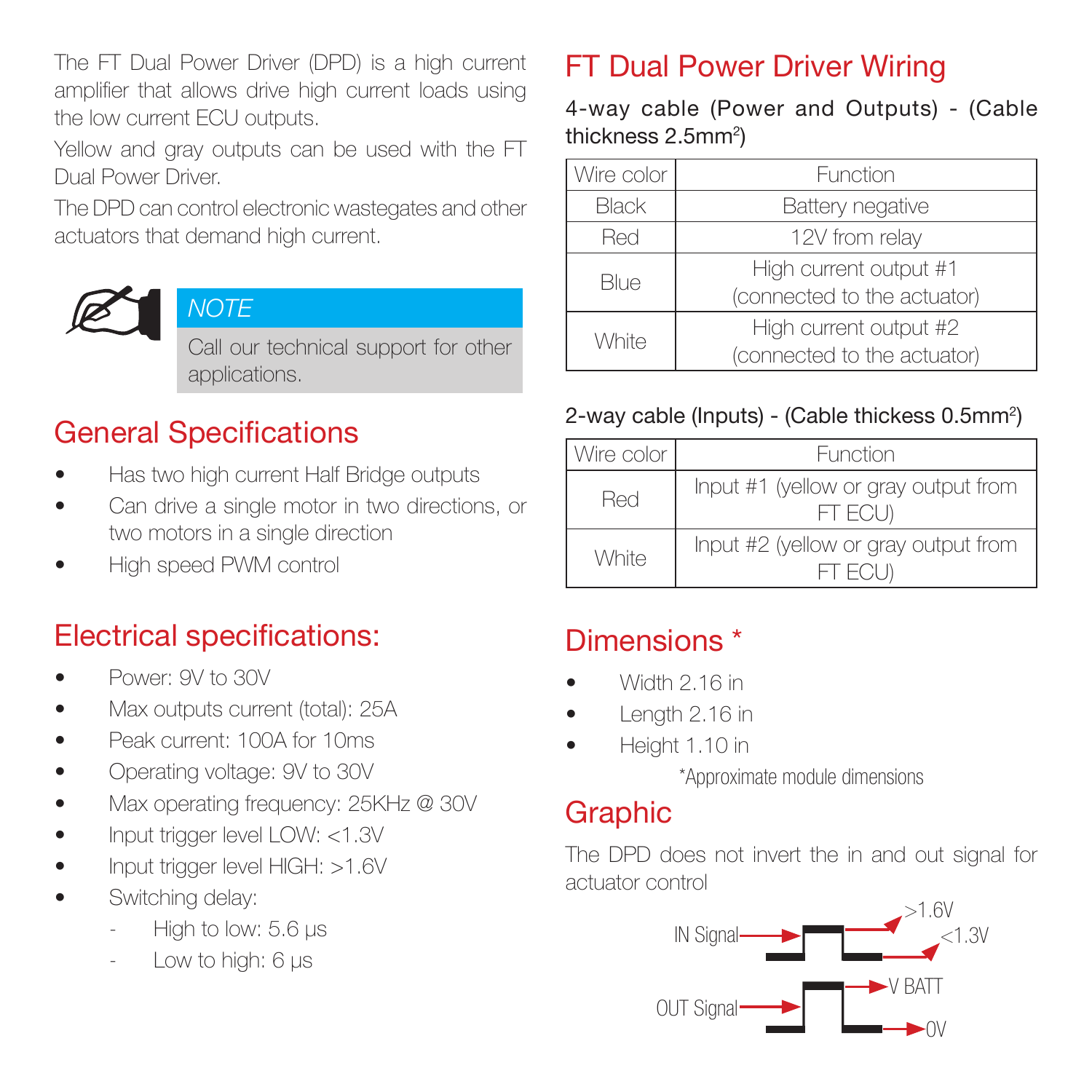The FT Dual Power Driver (DPD) is a high current amplifier that allows drive high current loads using the low current ECU outputs.

Yellow and gray outputs can be used with the FT Dual Power Driver.

The DPD can control electronic wastegates and other actuators that demand high current.

> *NOTE*
>
> Call our technical support for other applications.

## General Specifications

- Has two high current Half Bridge outputs
- Can drive a single motor in two directions, or two motors in a single direction
- High speed PWM control

## Electrical specifications:

- Power: 9V to 30V
- Max outputs current (total): 25A
- Peak current: 100A for 10ms
- Operating voltage: 9V to 30V
- Max operating frequency: 25KHz @ 30V
- Input trigger level LOW: <1.3V
- Input trigger level HIGH: >1.6V
- Switching delay:
  - High to low: 5.6 µs
  - Low to high: 6 µs

## FT Dual Power Driver Wiring

4-way cable (Power and Outputs) - (Cable thickness 2.5mm²)

| Wire color | Function |
|---|---|
| Black | Battery negative |
| Red | 12V from relay |
| Blue | High current output #1 (connected to the actuator) |
| White | High current output #2 (connected to the actuator) |

2-way cable (Inputs) - (Cable thickess 0.5mm²)

| Wire color | Function |
|---|---|
| Red | Input #1 (yellow or gray output from FT ECU) |
| White | Input #2 (yellow or gray output from FT ECU) |

## Dimensions *

- Width 2.16 in
- Length 2.16 in
- Height 1.10 in

*Approximate module dimensions

## Graphic

The DPD does not invert the in and out signal for actuator control

IN Signal >1.6V <1.3V

OUT Signal V BATT 0V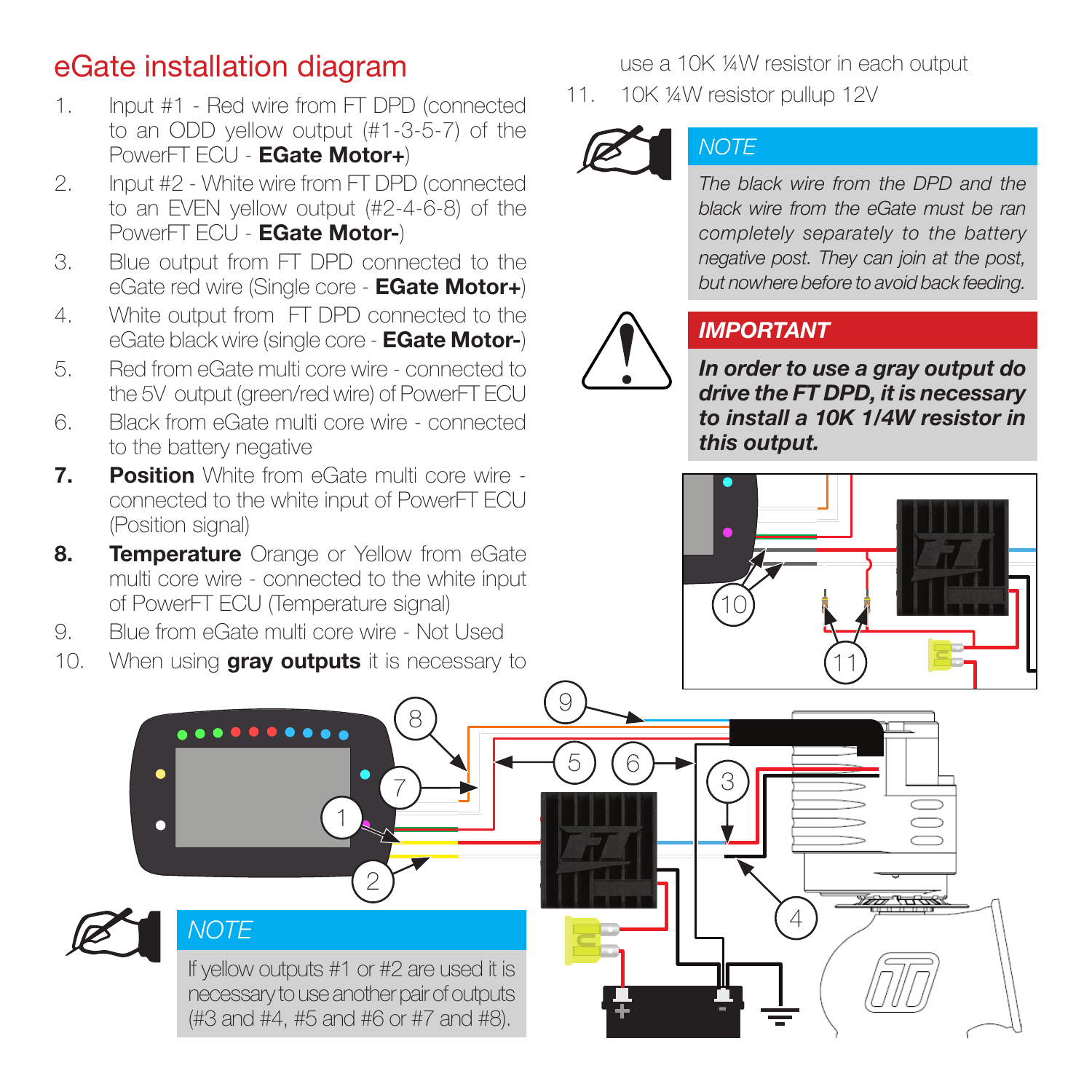## eGate installation diagram

1. Input #1 - Red wire from FT DPD (connected to an ODD yellow output (#1-3-5-7) of the PowerFT ECU - **EGate Motor+**)
2. Input #2 - White wire from FT DPD (connected to an EVEN yellow output (#2-4-6-8) of the PowerFT ECU - **EGate Motor-**)
3. Blue output from FT DPD connected to the eGate red wire (Single core - **EGate Motor+**)
4. White output from FT DPD connected to the eGate black wire (single core - **EGate Motor-**)
5. Red from eGate multi core wire - connected to the 5V output (green/red wire) of PowerFT ECU
6. Black from eGate multi core wire - connected to the battery negative
7. **Position** White from eGate multi core wire - connected to the white input of PowerFT ECU (Position signal)
8. **Temperature** Orange or Yellow from eGate multi core wire - connected to the white input of PowerFT ECU (Temperature signal)
9. Blue from eGate multi core wire - Not Used
10. When using **gray outputs** it is necessary to use a 10K ¼W resistor in each output
11. 10K ¼W resistor pullup 12V

### NOTE

*The black wire from the DPD and the black wire from the eGate must be ran completely separately to the battery negative post. They can join at the post, but nowhere before to avoid back feeding.*

### IMPORTANT

***In order to use a gray output do drive the FT DPD, it is necessary to install a 10K 1/4W resistor in this output.***

### NOTE

If yellow outputs #1 or #2 are used it is necessary to use another pair of outputs (#3 and #4, #5 and #6 or #7 and #8).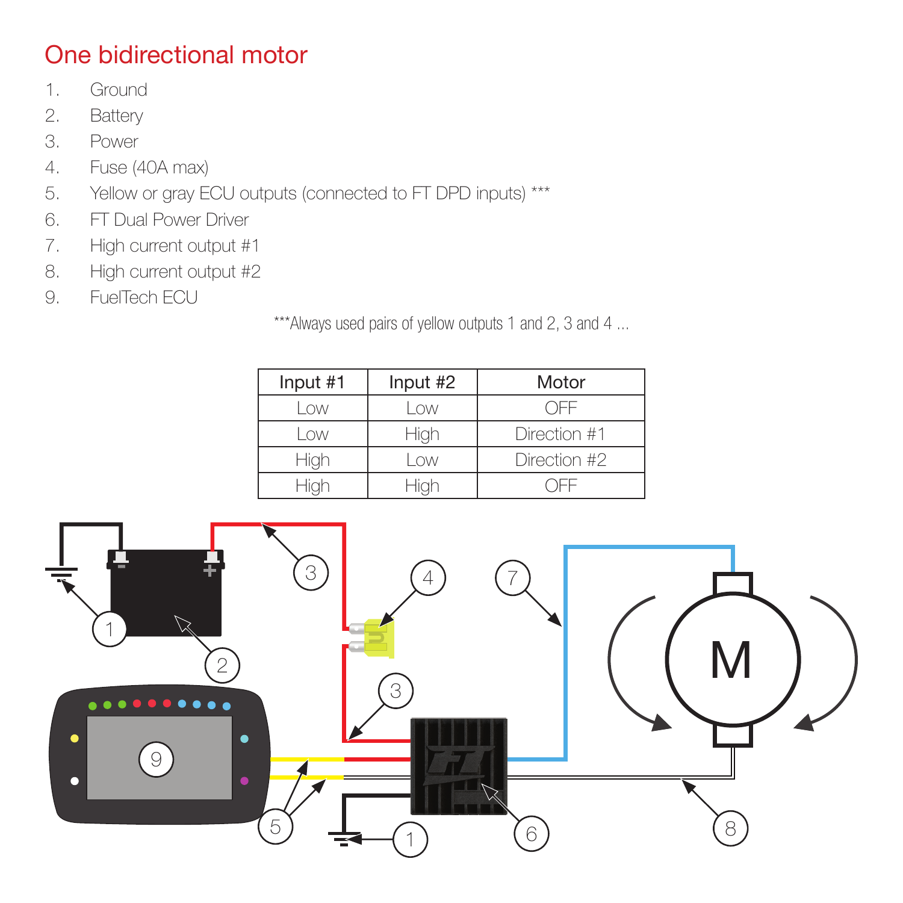## One bidirectional motor

1. Ground
2. Battery
3. Power
4. Fuse (40A max)
5. Yellow or gray ECU outputs (connected to FT DPD inputs) ***
6. FT Dual Power Driver
7. High current output #1
8. High current output #2
9. FuelTech ECU

***Always used pairs of yellow outputs 1 and 2, 3 and 4 ...

| Input #1 | Input #2 | Motor |
|---|---|---|
| Low | Low | OFF |
| Low | High | Direction #1 |
| High | Low | Direction #2 |
| High | High | OFF |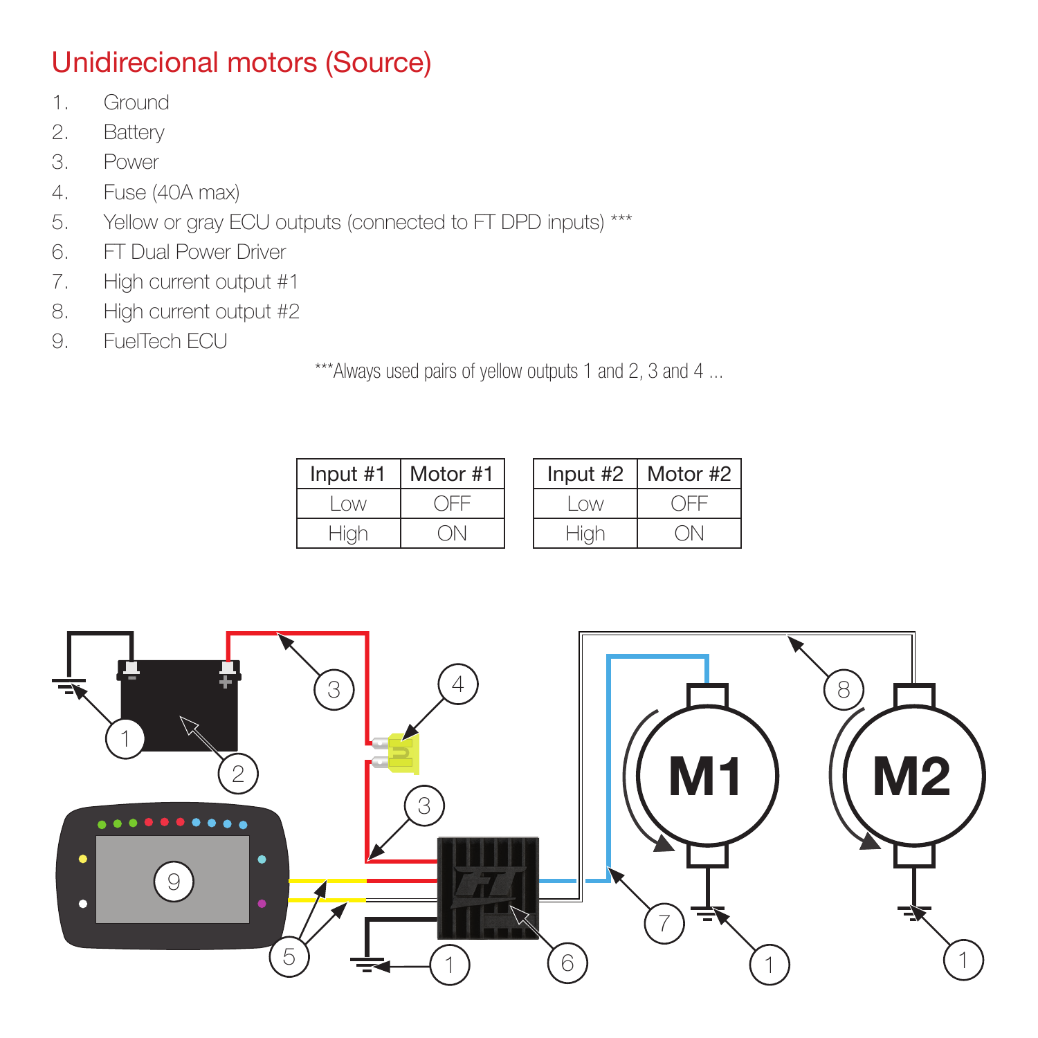## Unidirecional motors (Source)

1. Ground
2. Battery
3. Power
4. Fuse (40A max)
5. Yellow or gray ECU outputs (connected to FT DPD inputs) ***
6. FT Dual Power Driver
7. High current output #1
8. High current output #2
9. FuelTech ECU

***Always used pairs of yellow outputs 1 and 2, 3 and 4 ...

| Input #1 | Motor #1 |
|---|---|
| Low | OFF |
| High | ON |

| Input #2 | Motor #2 |
|---|---|
| Low | OFF |
| High | ON |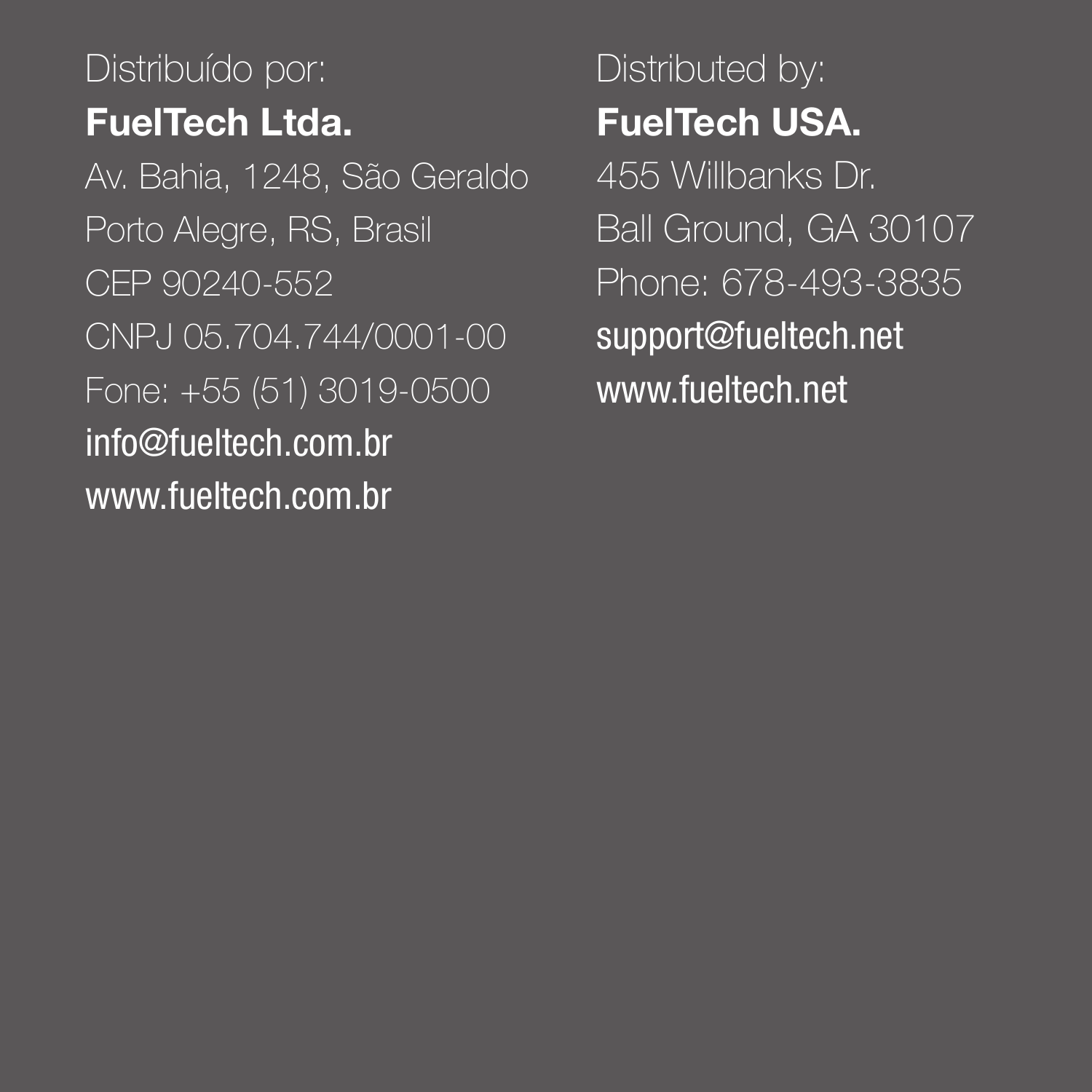Distribuído por:

**FuelTech Ltda.**

Av. Bahia, 1248, São Geraldo
Porto Alegre, RS, Brasil
CEP 90240-552
CNPJ 05.704.744/0001-00
Fone: +55 (51) 3019-0500
info@fueltech.com.br
www.fueltech.com.br

Distributed by:

**FuelTech USA.**

455 Willbanks Dr.
Ball Ground, GA 30107
Phone: 678-493-3835
support@fueltech.net
www.fueltech.net